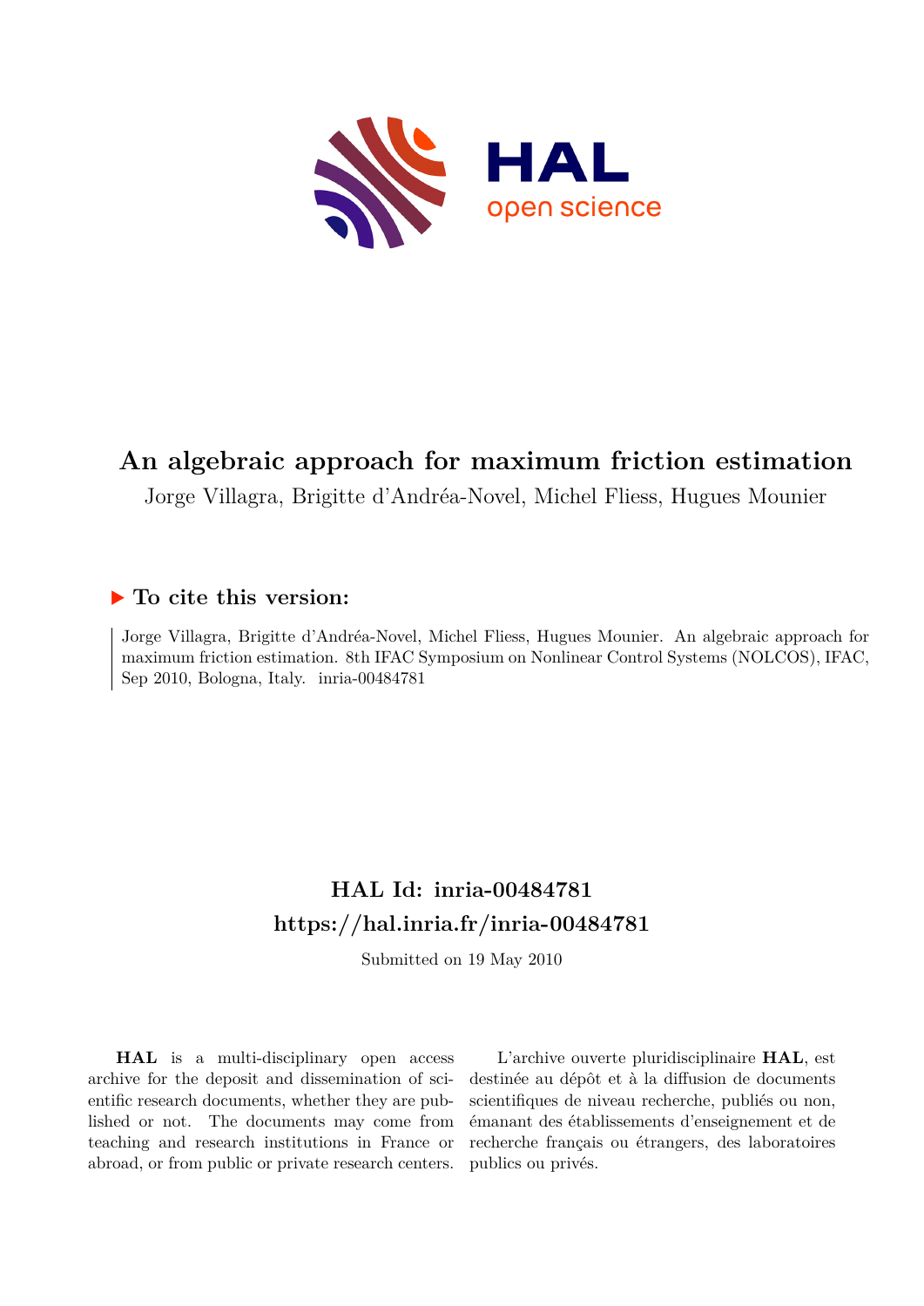# An algebraic approach for maximum friction estimation

Jorge Villagra, Brigitte d'Andréa-Novel, Michel Fliess, Hugues Mounier

## ▶ To cite this version:

Jorge Villagra, Brigitte d'Andréa-Novel, Michel Fliess, Hugues Mounier. An algebraic approach for maximum friction estimation. 8th IFAC Symposium on Nonlinear Control Systems (NOLCOS), IFAC, Sep 2010, Bologna, Italy. inria-00484781

## HAL Id: inria-00484781

## https://hal.inria.fr/inria-00484781

Submitted on 19 May 2010

**HAL** is a multi-disciplinary open access archive for the deposit and dissemination of scientific research documents, whether they are published or not. The documents may come from teaching and research institutions in France or abroad, or from public or private research centers.

L'archive ouverte pluridisciplinaire **HAL**, est destinée au dépôt et à la diffusion de documents scientifiques de niveau recherche, publiés ou non, émanant des établissements d'enseignement et de recherche français ou étrangers, des laboratoires publics ou privés.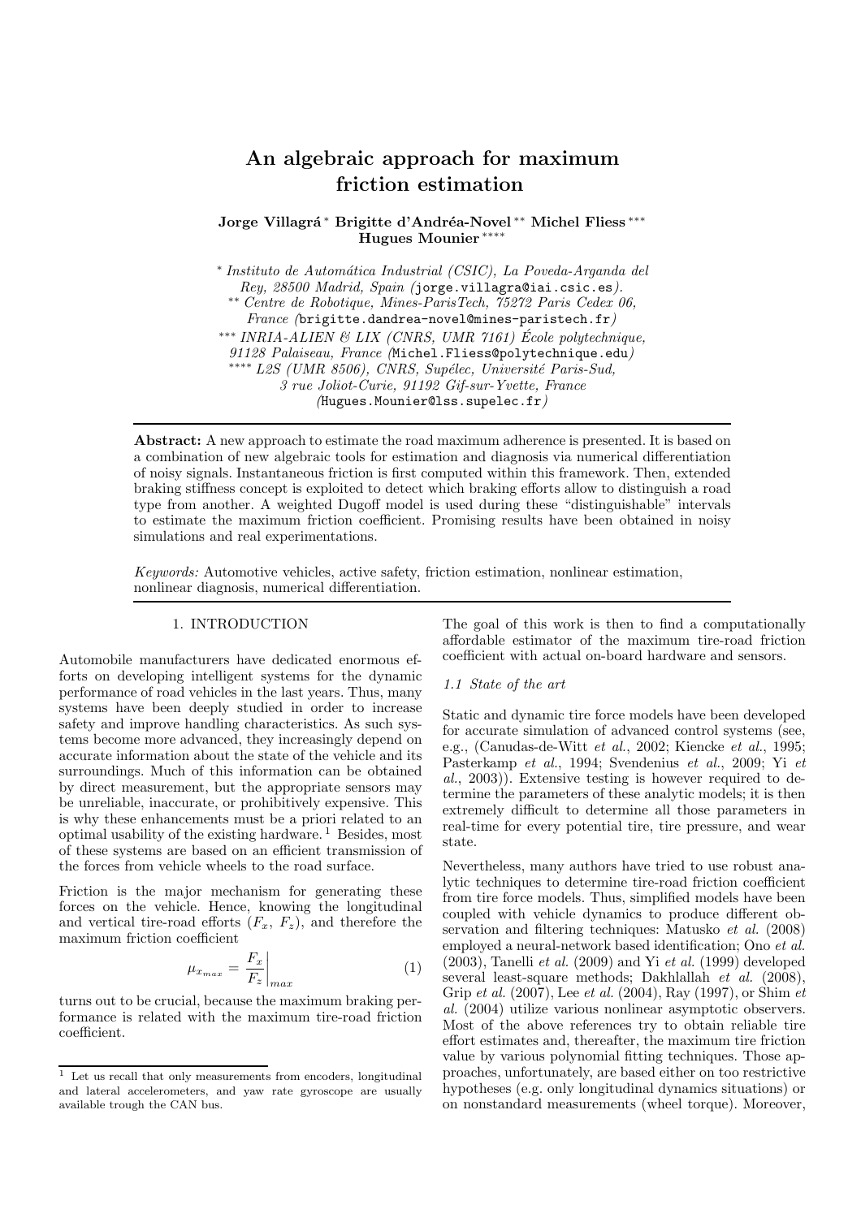# An algebraic approach for maximum friction estimation

**Jorge Villagrá** [*] **Brigitte d'Andréa-Novel** [**] **Michel Fliess** [***] **Hugues Mounier** [****]

[*] *Instituto de Automática Industrial (CSIC), La Poveda-Arganda del Rey, 28500 Madrid, Spain (*`jorge.villagra@iai.csic.es`*).*
[**] *Centre de Robotique, Mines-ParisTech, 75272 Paris Cedex 06, France (*`brigitte.dandrea-novel@mines-paristech.fr`*)*
[***] *INRIA-ALIEN & LIX (CNRS, UMR 7161) École polytechnique, 91128 Palaiseau, France (*`Michel.Fliess@polytechnique.edu`*)*
[****] *L2S (UMR 8506), CNRS, Supélec, Université Paris-Sud, 3 rue Joliot-Curie, 91192 Gif-sur-Yvette, France (*`Hugues.Mounier@lss.supelec.fr`*)*

---

**Abstract:** A new approach to estimate the road maximum adherence is presented. It is based on a combination of new algebraic tools for estimation and diagnosis via numerical differentiation of noisy signals. Instantaneous friction is first computed within this framework. Then, extended braking stiffness concept is exploited to detect which braking efforts allow to distinguish a road type from another. A weighted Dugoff model is used during these "distinguishable" intervals to estimate the maximum friction coefficient. Promising results have been obtained in noisy simulations and real experimentations.

*Keywords:* Automotive vehicles, active safety, friction estimation, nonlinear estimation, nonlinear diagnosis, numerical differentiation.

---

## 1. INTRODUCTION

Automobile manufacturers have dedicated enormous efforts on developing intelligent systems for the dynamic performance of road vehicles in the last years. Thus, many systems have been deeply studied in order to increase safety and improve handling characteristics. As such systems become more advanced, they increasingly depend on accurate information about the state of the vehicle and its surroundings. Much of this information can be obtained by direct measurement, but the appropriate sensors may be unreliable, inaccurate, or prohibitively expensive. This is why these enhancements must be a priori related to an optimal usability of the existing hardware.[1] Besides, most of these systems are based on an efficient transmission of the forces from vehicle wheels to the road surface.

Friction is the major mechanism for generating these forces on the vehicle. Hence, knowing the longitudinal and vertical tire-road efforts ($F_x$, $F_z$), and therefore the maximum friction coefficient

$$\mu_{x_{max}} = \left.\frac{F_x}{F_z}\right|_{max} \tag{1}$$

turns out to be crucial, because the maximum braking performance is related with the maximum tire-road friction coefficient.

[1] Let us recall that only measurements from encoders, longitudinal and lateral accelerometers, and yaw rate gyroscope are usually available trough the CAN bus.

The goal of this work is then to find a computationally affordable estimator of the maximum tire-road friction coefficient with actual on-board hardware and sensors.

### 1.1 State of the art

Static and dynamic tire force models have been developed for accurate simulation of advanced control systems (see, e.g., (Canudas-de-Witt *et al.*, 2002; Kiencke *et al.*, 1995; Pasterkamp *et al.*, 1994; Svendenius *et al.*, 2009; Yi *et al.*, 2003)). Extensive testing is however required to determine the parameters of these analytic models; it is then extremely difficult to determine all those parameters in real-time for every potential tire, tire pressure, and wear state.

Nevertheless, many authors have tried to use robust analytic techniques to determine tire-road friction coefficient from tire force models. Thus, simplified models have been coupled with vehicle dynamics to produce different observation and filtering techniques: Matusko *et al.* (2008) employed a neural-network based identification; Ono *et al.* (2003), Tanelli *et al.* (2009) and Yi *et al.* (1999) developed several least-square methods; Dakhlallah *et al.* (2008), Grip *et al.* (2007), Lee *et al.* (2004), Ray (1997), or Shim *et al.* (2004) utilize various nonlinear asymptotic observers. Most of the above references try to obtain reliable tire effort estimates and, thereafter, the maximum tire friction value by various polynomial fitting techniques. Those approaches, unfortunately, are based either on too restrictive hypotheses (e.g. only longitudinal dynamics situations) or on nonstandard measurements (wheel torque). Moreover,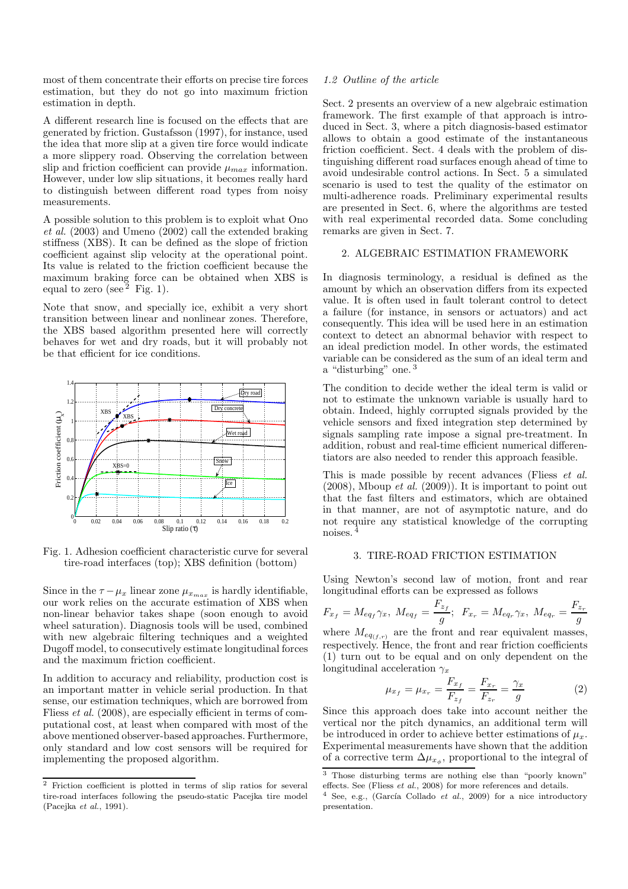most of them concentrate their efforts on precise tire forces estimation, but they do not go into maximum friction estimation in depth.

A different research line is focused on the effects that are generated by friction. Gustafsson (1997), for instance, used the idea that more slip at a given tire force would indicate a more slippery road. Observing the correlation between slip and friction coefficient can provide $\mu_{max}$ information. However, under low slip situations, it becomes really hard to distinguish between different road types from noisy measurements.

A possible solution to this problem is to exploit what Ono *et al.* (2003) and Umeno (2002) call the extended braking stiffness (XBS). It can be defined as the slope of friction coefficient against slip velocity at the operational point. Its value is related to the friction coefficient because the maximum braking force can be obtained when XBS is equal to zero (see [2] Fig. 1).

Note that snow, and specially ice, exhibit a very short transition between linear and nonlinear zones. Therefore, the XBS based algorithm presented here will correctly behaves for wet and dry roads, but it will probably not be that efficient for ice conditions.

Fig. 1. Adhesion coefficient characteristic curve for several tire-road interfaces (top); XBS definition (bottom)

Since in the $\tau - \mu_x$ linear zone $\mu_{x_{max}}$ is hardly identifiable, our work relies on the accurate estimation of XBS when non-linear behavior takes shape (soon enough to avoid wheel saturation). Diagnosis tools will be used, combined with new algebraic filtering techniques and a weighted Dugoff model, to consecutively estimate longitudinal forces and the maximum friction coefficient.

In addition to accuracy and reliability, production cost is an important matter in vehicle serial production. In that sense, our estimation techniques, which are borrowed from Fliess *et al.* (2008), are especially efficient in terms of computational cost, at least when compared with most of the above mentioned observer-based approaches. Furthermore, only standard and low cost sensors will be required for implementing the proposed algorithm.

[2] Friction coefficient is plotted in terms of slip ratios for several tire-road interfaces following the pseudo-static Pacejka tire model (Pacejka *et al.*, 1991).

### 1.2 Outline of the article

Sect. 2 presents an overview of a new algebraic estimation framework. The first example of that approach is introduced in Sect. 3, where a pitch diagnosis-based estimator allows to obtain a good estimate of the instantaneous friction coefficient. Sect. 4 deals with the problem of distinguishing different road surfaces enough ahead of time to avoid undesirable control actions. In Sect. 5 a simulated scenario is used to test the quality of the estimator on multi-adherence roads. Preliminary experimental results are presented in Sect. 6, where the algorithms are tested with real experimental recorded data. Some concluding remarks are given in Sect. 7.

## 2. ALGEBRAIC ESTIMATION FRAMEWORK

In diagnosis terminology, a residual is defined as the amount by which an observation differs from its expected value. It is often used in fault tolerant control to detect a failure (for instance, in sensors or actuators) and act consequently. This idea will be used here in an estimation context to detect an abnormal behavior with respect to an ideal prediction model. In other words, the estimated variable can be considered as the sum of an ideal term and a "disturbing" one. [3]

The condition to decide wether the ideal term is valid or not to estimate the unknown variable is usually hard to obtain. Indeed, highly corrupted signals provided by the vehicle sensors and fixed integration step determined by signals sampling rate impose a signal pre-treatment. In addition, robust and real-time efficient numerical differentiators are also needed to render this approach feasible.

This is made possible by recent advances (Fliess *et al.* (2008), Mboup *et al.* (2009)). It is important to point out that the fast filters and estimators, which are obtained in that manner, are not of asymptotic nature, and do not require any statistical knowledge of the corrupting noises. [4]

## 3. TIRE-ROAD FRICTION ESTIMATION

Using Newton's second law of motion, front and rear longitudinal efforts can be expressed as follows

$$F_{x_f} = M_{eq_f}\gamma_x,\ M_{eq_f} = \frac{F_{z_f}}{g};\ \ F_{x_r} = M_{eq_r}\gamma_x,\ M_{eq_r} = \frac{F_{z_r}}{g}$$

where $M_{eq_{(f,r)}}$ are the front and rear equivalent masses, respectively. Hence, the front and rear friction coefficients (1) turn out to be equal and on only dependent on the longitudinal acceleration $\gamma_x$

$$\mu_{x_f} = \mu_{x_r} = \frac{F_{x_f}}{F_{z_f}} = \frac{F_{x_r}}{F_{z_r}} = \frac{\gamma_x}{g} \qquad (2)$$

Since this approach does take into account neither the vertical nor the pitch dynamics, an additional term will be introduced in order to achieve better estimations of $\mu_x$. Experimental measurements have shown that the addition of a corrective term $\Delta\mu_{x_\phi}$, proportional to the integral of

[3] Those disturbing terms are nothing else than "poorly known" effects. See (Fliess *et al.*, 2008) for more references and details.

[4] See, e.g., (García Collado *et al.*, 2009) for a nice introductory presentation.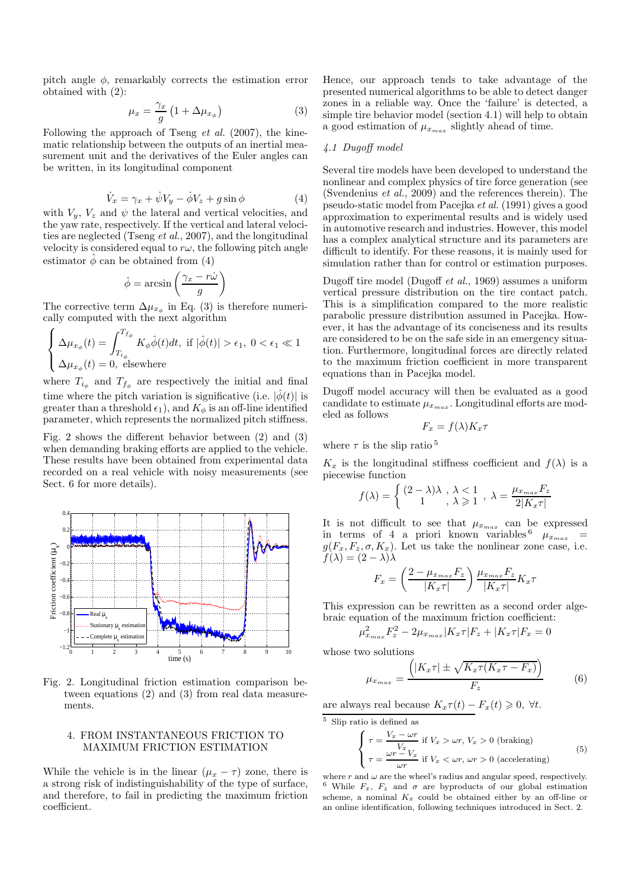pitch angle $\phi$, remarkably corrects the estimation error obtained with (2):

$$\mu_x = \frac{\gamma_x}{g}\left(1 + \Delta\mu_{x_\phi}\right) \tag{3}$$

Following the approach of Tseng *et al.* (2007), the kinematic relationship between the outputs of an inertial measurement unit and the derivatives of the Euler angles can be written, in its longitudinal component

$$\dot{V}_x = \gamma_x + \dot{\psi}V_y - \dot{\phi}V_z + g\sin\phi \tag{4}$$

with $V_y$, $V_z$ and $\psi$ the lateral and vertical velocities, and the yaw rate, respectively. If the vertical and lateral velocities are neglected (Tseng *et al.*, 2007), and the longitudinal velocity is considered equal to $r\omega$, the following pitch angle estimator $\hat{\phi}$ can be obtained from (4)

$$\hat{\phi} = \arcsin\left(\frac{\gamma_x - r\dot{\omega}}{g}\right)$$

The corrective term $\Delta\mu_{x_\phi}$ in Eq. (3) is therefore numerically computed with the next algorithm

$$\begin{cases} \Delta\mu_{x_\phi}(t) = \displaystyle\int_{T_{i_\phi}}^{T_{f_\phi}} K_\phi \hat{\phi}(t)dt, & \text{if } |\hat{\phi}(t)| > \epsilon_1,\ 0 < \epsilon_1 \ll 1 \\ \Delta\mu_{x_\phi}(t) = 0, & \text{elsewhere} \end{cases}$$

where $T_{i_\phi}$ and $T_{f_\phi}$ are respectively the initial and final time where the pitch variation is significative (i.e. $|\hat{\phi}(t)|$ is greater than a threshold $\epsilon_1$), and $K_\phi$ is an off-line identified parameter, which represents the normalized pitch stiffness.

Fig. 2 shows the different behavior between (2) and (3) when demanding braking efforts are applied to the vehicle. These results have been obtained from experimental data recorded on a real vehicle with noisy measurements (see Sect. 6 for more details).

Fig. 2. Longitudinal friction estimation comparison between equations (2) and (3) from real data measurements.

## 4. FROM INSTANTANEOUS FRICTION TO MAXIMUM FRICTION ESTIMATION

While the vehicle is in the linear ($\mu_x - \tau$) zone, there is a strong risk of indistinguishability of the type of surface, and therefore, to fail in predicting the maximum friction coefficient.

Hence, our approach tends to take advantage of the presented numerical algorithms to be able to detect danger zones in a reliable way. Once the 'failure' is detected, a simple tire behavior model (section 4.1) will help to obtain a good estimation of $\mu_{x_{max}}$ slightly ahead of time.

### *4.1 Dugoff model*

Several tire models have been developed to understand the nonlinear and complex physics of tire force generation (see (Svendenius *et al.*, 2009) and the references therein). The pseudo-static model from Pacejka *et al.* (1991) gives a good approximation to experimental results and is widely used in automotive research and industries. However, this model has a complex analytical structure and its parameters are difficult to identify. For these reasons, it is mainly used for simulation rather than for control or estimation purposes.

Dugoff tire model (Dugoff *et al.*, 1969) assumes a uniform vertical pressure distribution on the tire contact patch. This is a simplification compared to the more realistic parabolic pressure distribution assumed in Pacejka. However, it has the advantage of its conciseness and its results are considered to be on the safe side in an emergency situation. Furthermore, longitudinal forces are directly related to the maximum friction coefficient in more transparent equations than in Pacejka model.

Dugoff model accuracy will then be evaluated as a good candidate to estimate $\mu_{x_{max}}$. Longitudinal efforts are modeled as follows

$$F_x = f(\lambda)K_x\tau$$

where $\tau$ is the slip ratio [5]

$K_x$ is the longitudinal stiffness coefficient and $f(\lambda)$ is a piecewise function

$$f(\lambda) = \begin{cases} (2-\lambda)\lambda & , \lambda < 1 \\ 1 & , \lambda \geqslant 1 \end{cases}, \quad \lambda = \frac{\mu_{x_{max}}F_z}{2|K_x\tau|}$$

It is not difficult to see that $\mu_{x_{max}}$ can be expressed in terms of 4 a priori known variables [6] $\mu_{x_{max}} = g(F_x, F_z, \sigma, K_x)$. Let us take the nonlinear zone case, i.e. $f(\lambda) = (2-\lambda)\lambda$

$$F_x = \left(\frac{2 - \mu_{x_{max}}F_z}{|K_x\tau|}\right)\frac{\mu_{x_{max}}F_z}{|K_x\tau|}K_x\tau$$

This expression can be rewritten as a second order algebraic equation of the maximum friction coefficient:

$$\mu_{x_{max}}^2 F_z^2 - 2\mu_{x_{max}}|K_x\tau|F_z + |K_x\tau|F_x = 0$$

whose two solutions

$$\mu_{x_{max}} = \frac{\left(|K_x\tau| \pm \sqrt{K_x\tau(K_x\tau - F_x)}\right)}{F_z} \tag{6}$$

are always real because $K_x\tau(t) - F_x(t) \geqslant 0,\ \forall t$.

[5] Slip ratio is defined as

$$\begin{cases} \tau = \dfrac{V_x - \omega r}{V_x} \text{ if } V_x > \omega r,\ V_x > 0 \text{ (braking)} \\ \tau = \dfrac{\omega r - V_x}{\omega r} \text{ if } V_x < \omega r,\ \omega r > 0 \text{ (accelerating)} \end{cases} \tag{5}$$

where $r$ and $\omega$ are the wheel's radius and angular speed, respectively.

[6] While $F_x$, $F_z$ and $\sigma$ are byproducts of our global estimation scheme, a nominal $K_x$ could be obtained either by an off-line or an online identification, following techniques introduced in Sect. 2.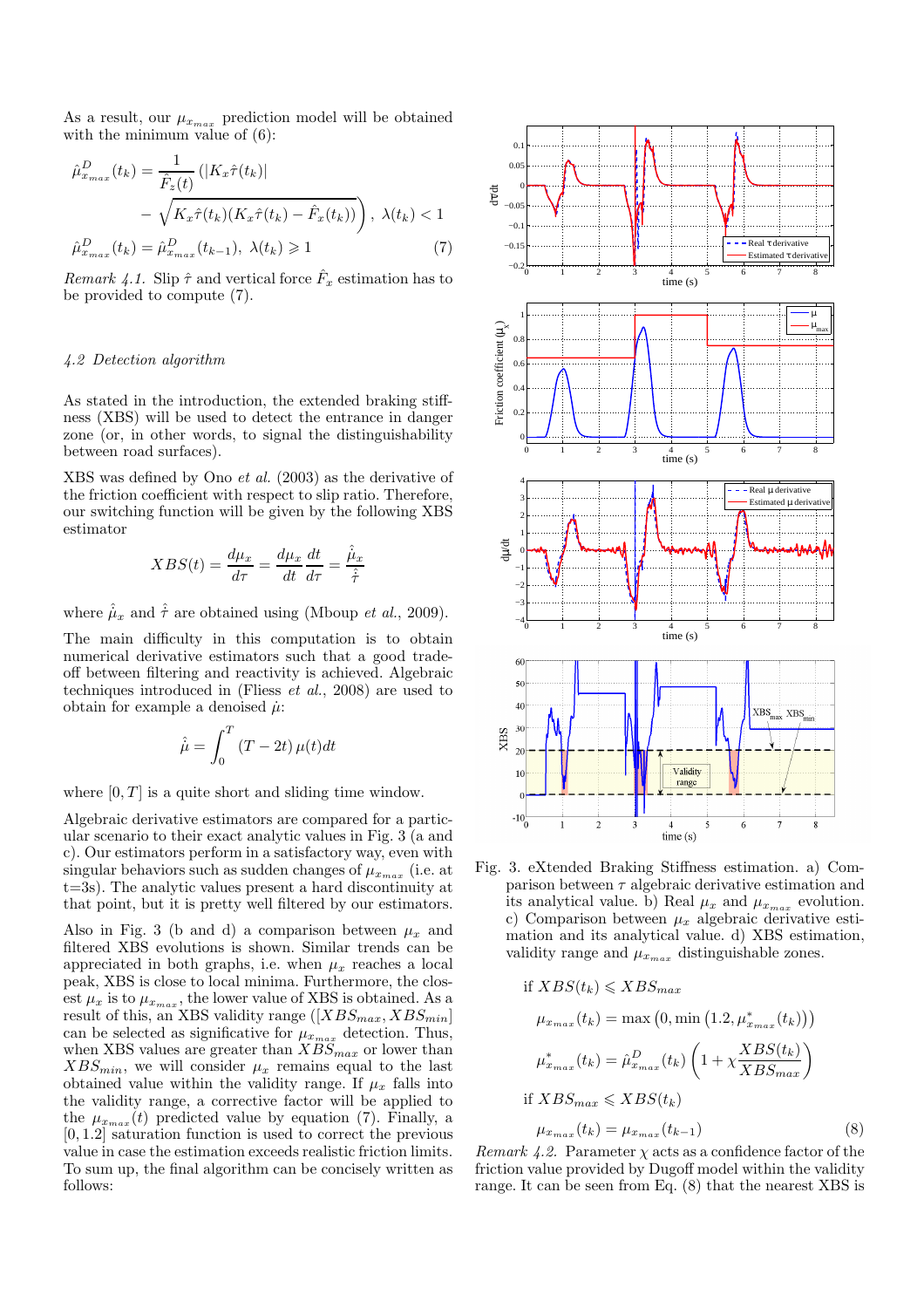As a result, our $\mu_{x_{max}}$ prediction model will be obtained with the minimum value of (6):

$$\hat{\mu}^D_{x_{max}}(t_k) = \frac{1}{\hat{F}_z(t)} \left( |K_x \hat{\tau}(t_k)| - \sqrt{K_x \hat{\tau}(t_k)(K_x \hat{\tau}(t_k) - \hat{F}_x(t_k))} \right), \ \lambda(t_k) < 1$$

$$\hat{\mu}^D_{x_{max}}(t_k) = \hat{\mu}^D_{x_{max}}(t_{k-1}), \ \lambda(t_k) \geqslant 1 \tag{7}$$

*Remark 4.1.* Slip $\hat{\tau}$ and vertical force $\hat{F}_x$ estimation has to be provided to compute (7).

### *4.2 Detection algorithm*

As stated in the introduction, the extended braking stiffness (XBS) will be used to detect the entrance in danger zone (or, in other words, to signal the distinguishability between road surfaces).

XBS was defined by Ono *et al.* (2003) as the derivative of the friction coefficient with respect to slip ratio. Therefore, our switching function will be given by the following XBS estimator

$$XBS(t) = \frac{d\mu_x}{d\tau} = \frac{d\mu_x}{dt}\frac{dt}{d\tau} = \frac{\hat{\dot{\mu}}_x}{\hat{\dot{\tau}}}$$

where $\hat{\dot{\mu}}_x$ and $\hat{\dot{\tau}}$ are obtained using (Mboup *et al.*, 2009).

The main difficulty in this computation is to obtain numerical derivative estimators such that a good trade-off between filtering and reactivity is achieved. Algebraic techniques introduced in (Fliess *et al.*, 2008) are used to obtain for example a denoised $\dot{\mu}$:

$$\hat{\dot{\mu}} = \int_0^T (T - 2t)\, \mu(t) dt$$

where $[0, T]$ is a quite short and sliding time window.

Algebraic derivative estimators are compared for a particular scenario to their exact analytic values in Fig. 3 (a and c). Our estimators perform in a satisfactory way, even with singular behaviors such as sudden changes of $\mu_{x_{max}}$ (i.e. at t=3s). The analytic values present a hard discontinuity at that point, but it is pretty well filtered by our estimators.

Also in Fig. 3 (b and d) a comparison between $\mu_x$ and filtered XBS evolutions is shown. Similar trends can be appreciated in both graphs, i.e. when $\mu_x$ reaches a local peak, XBS is close to local minima. Furthermore, the closest $\mu_x$ is to $\mu_{x_{max}}$, the lower value of XBS is obtained. As a result of this, an XBS validity range ($[XBS_{max}, XBS_{min}]$ can be selected as significative for $\mu_{x_{max}}$ detection. Thus, when XBS values are greater than $XBS_{max}$ or lower than $XBS_{min}$, we will consider $\mu_x$ remains equal to the last obtained value within the validity range. If $\mu_x$ falls into the validity range, a corrective factor will be applied to the $\mu_{x_{max}}(t)$ predicted value by equation (7). Finally, a $[0, 1.2]$ saturation function is used to correct the previous value in case the estimation exceeds realistic friction limits. To sum up, the final algorithm can be concisely written as follows:

Fig. 3. eXtended Braking Stiffness estimation. a) Comparison between $\tau$ algebraic derivative estimation and its analytical value. b) Real $\mu_x$ and $\mu_{x_{max}}$ evolution. c) Comparison between $\mu_x$ algebraic derivative estimation and its analytical value. d) XBS estimation, validity range and $\mu_{x_{max}}$ distinguishable zones.

if $XBS(t_k) \leqslant XBS_{max}$

$$\mu_{x_{max}}(t_k) = \max\left(0, \min\left(1.2, \mu^*_{x_{max}}(t_k)\right)\right)$$

$$\mu^*_{x_{max}}(t_k) = \hat{\mu}^D_{x_{max}}(t_k)\left(1 + \chi \frac{XBS(t_k)}{XBS_{max}}\right)$$

if $XBS_{max} \leqslant XBS(t_k)$

$$\mu_{x_{max}}(t_k) = \mu_{x_{max}}(t_{k-1}) \tag{8}$$

*Remark 4.2.* Parameter $\chi$ acts as a confidence factor of the friction value provided by Dugoff model within the validity range. It can be seen from Eq. (8) that the nearest XBS is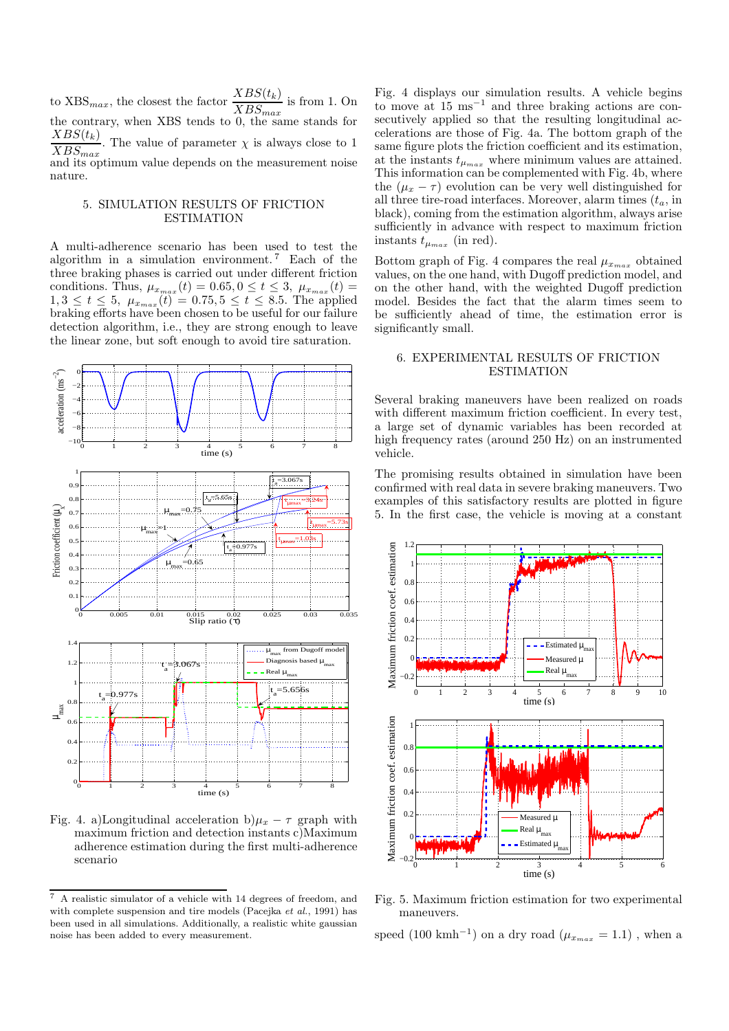to $XBS_{max}$, the closest the factor $\frac{XBS(t_k)}{XBS_{max}}$ is from 1. On the contrary, when XBS tends to 0, the same stands for $\frac{XBS(t_k)}{XBS_{max}}$. The value of parameter $\chi$ is always close to 1 and its optimum value depends on the measurement noise nature.

## 5. SIMULATION RESULTS OF FRICTION ESTIMATION

A multi-adherence scenario has been used to test the algorithm in a simulation environment. [7] Each of the three braking phases is carried out under different friction conditions. Thus, $\mu_{x_{max}}(t) = 0.65, 0 \leq t \leq 3$, $\mu_{x_{max}}(t) = 1, 3 \leq t \leq 5$, $\mu_{x_{max}}(t) = 0.75, 5 \leq t \leq 8.5$. The applied braking efforts have been chosen to be useful for our failure detection algorithm, i.e., they are strong enough to leave the linear zone, but soft enough to avoid tire saturation.

Fig. 4. a)Longitudinal acceleration b)$\mu_x - \tau$ graph with maximum friction and detection instants c)Maximum adherence estimation during the first multi-adherence scenario

Fig. 4 displays our simulation results. A vehicle begins to move at 15 ms$^{-1}$ and three braking actions are consecutively applied so that the resulting longitudinal accelerations are those of Fig. 4a. The bottom graph of the same figure plots the friction coefficient and its estimation, at the instants $t_{\mu_{max}}$ where minimum values are attained. This information can be complemented with Fig. 4b, where the $(\mu_x - \tau)$ evolution can be very well distinguished for all three tire-road interfaces. Moreover, alarm times ($t_a$, in black), coming from the estimation algorithm, always arise sufficiently in advance with respect to maximum friction instants $t_{\mu_{max}}$ (in red).

Bottom graph of Fig. 4 compares the real $\mu_{x_{max}}$ obtained values, on the one hand, with Dugoff prediction model, and on the other hand, with the weighted Dugoff prediction model. Besides the fact that the alarm times seem to be sufficiently ahead of time, the estimation error is significantly small.

## 6. EXPERIMENTAL RESULTS OF FRICTION ESTIMATION

Several braking maneuvers have been realized on roads with different maximum friction coefficient. In every test, a large set of dynamic variables has been recorded at high frequency rates (around 250 Hz) on an instrumented vehicle.

The promising results obtained in simulation have been confirmed with real data in severe braking maneuvers. Two examples of this satisfactory results are plotted in figure 5. In the first case, the vehicle is moving at a constant

Fig. 5. Maximum friction estimation for two experimental maneuvers.

speed (100 kmh$^{-1}$) on a dry road ($\mu_{x_{max}} = 1.1$) , when a

[7] A realistic simulator of a vehicle with 14 degrees of freedom, and with complete suspension and tire models (Pacejka *et al.*, 1991) has been used in all simulations. Additionally, a realistic white gaussian noise has been added to every measurement.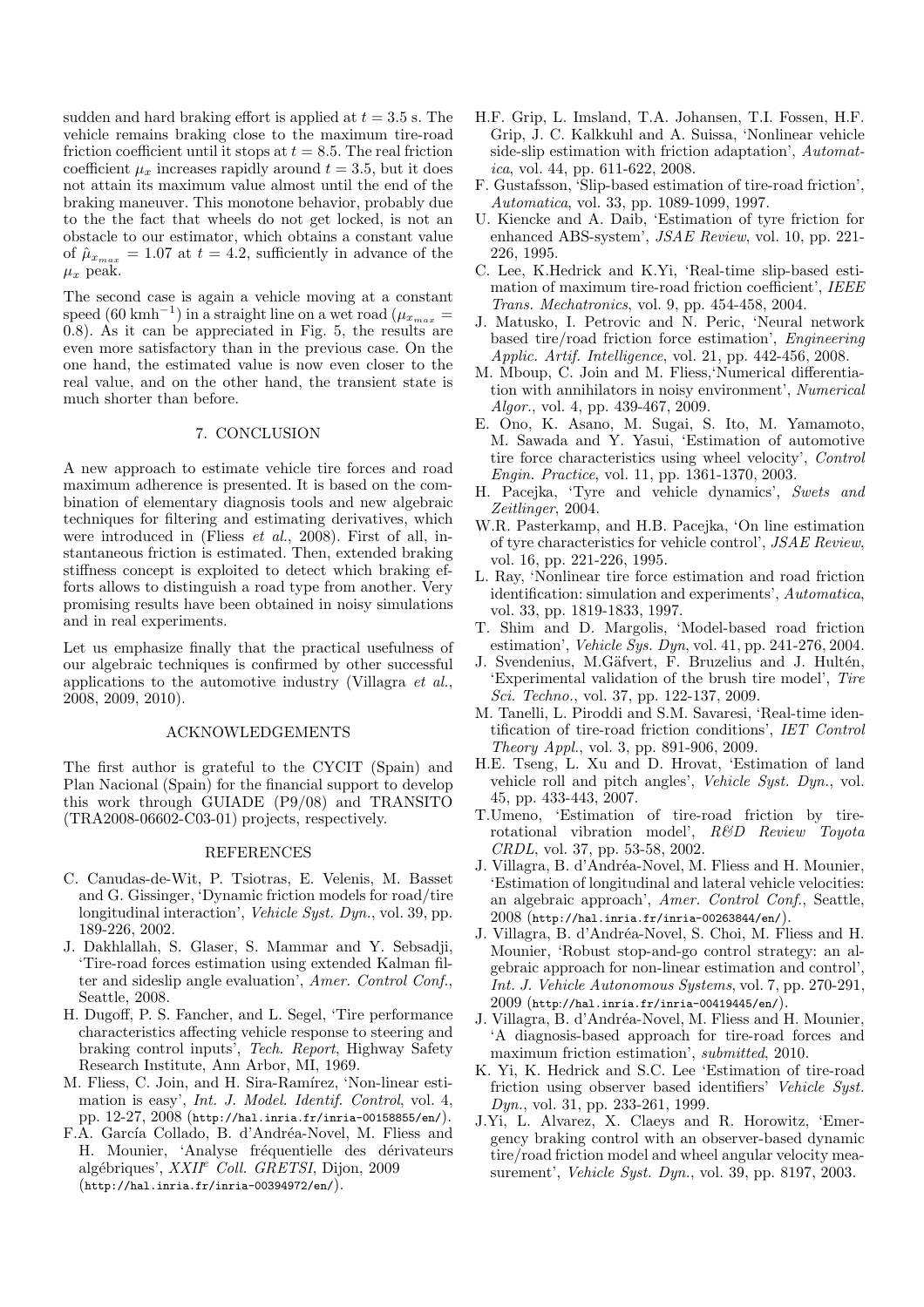sudden and hard braking effort is applied at $t = 3.5$ s. The vehicle remains braking close to the maximum tire-road friction coefficient until it stops at $t = 8.5$. The real friction coefficient $\mu_x$ increases rapidly around $t = 3.5$, but it does not attain its maximum value almost until the end of the braking maneuver. This monotone behavior, probably due to the the fact that wheels do not get locked, is not an obstacle to our estimator, which obtains a constant value of $\hat{\mu}_{x_{max}} = 1.07$ at $t = 4.2$, sufficiently in advance of the $\mu_x$ peak.

The second case is again a vehicle moving at a constant speed (60 kmh$^{-1}$) in a straight line on a wet road ($\mu_{x_{max}} = 0.8$). As it can be appreciated in Fig. 5, the results are even more satisfactory than in the previous case. On the one hand, the estimated value is now even closer to the real value, and on the other hand, the transient state is much shorter than before.

## 7. CONCLUSION

A new approach to estimate vehicle tire forces and road maximum adherence is presented. It is based on the combination of elementary diagnosis tools and new algebraic techniques for filtering and estimating derivatives, which were introduced in (Fliess *et al.*, 2008). First of all, instantaneous friction is estimated. Then, extended braking stiffness concept is exploited to detect which braking efforts allows to distinguish a road type from another. Very promising results have been obtained in noisy simulations and in real experiments.

Let us emphasize finally that the practical usefulness of our algebraic techniques is confirmed by other successful applications to the automotive industry (Villagra *et al.*, 2008, 2009, 2010).

## ACKNOWLEDGEMENTS

The first author is grateful to the CYCIT (Spain) and Plan Nacional (Spain) for the financial support to develop this work through GUIADE (P9/08) and TRANSITO (TRA2008-06602-C03-01) projects, respectively.

## REFERENCES

C. Canudas-de-Wit, P. Tsiotras, E. Velenis, M. Basset and G. Gissinger, 'Dynamic friction models for road/tire longitudinal interaction', *Vehicle Syst. Dyn.*, vol. 39, pp. 189-226, 2002.

J. Dakhlallah, S. Glaser, S. Mammar and Y. Sebsadji, 'Tire-road forces estimation using extended Kalman filter and sideslip angle evaluation', *Amer. Control Conf.*, Seattle, 2008.

H. Dugoff, P. S. Fancher, and L. Segel, 'Tire performance characteristics affecting vehicle response to steering and braking control inputs', *Tech. Report*, Highway Safety Research Institute, Ann Arbor, MI, 1969.

M. Fliess, C. Join, and H. Sira-Ramírez, 'Non-linear estimation is easy', *Int. J. Model. Identif. Control*, vol. 4, pp. 12-27, 2008 (http://hal.inria.fr/inria-00158855/en/).

F.A. García Collado, B. d'Andréa-Novel, M. Fliess and H. Mounier, 'Analyse fréquentielle des dérivateurs algébriques', *XXII$^e$ Coll. GRETSI*, Dijon, 2009 (http://hal.inria.fr/inria-00394972/en/).

H.F. Grip, L. Imsland, T.A. Johansen, T.I. Fossen, H.F. Grip, J. C. Kalkkuhl and A. Suissa, 'Nonlinear vehicle side-slip estimation with friction adaptation', *Automatica*, vol. 44, pp. 611-622, 2008.

F. Gustafsson, 'Slip-based estimation of tire-road friction', *Automatica*, vol. 33, pp. 1089-1099, 1997.

U. Kiencke and A. Daib, 'Estimation of tyre friction for enhanced ABS-system', *JSAE Review*, vol. 10, pp. 221-226, 1995.

C. Lee, K.Hedrick and K.Yi, 'Real-time slip-based estimation of maximum tire-road friction coefficient', *IEEE Trans. Mechatronics*, vol. 9, pp. 454-458, 2004.

J. Matusko, I. Petrovic and N. Peric, 'Neural network based tire/road friction force estimation', *Engineering Applic. Artif. Intelligence*, vol. 21, pp. 442-456, 2008.

M. Mboup, C. Join and M. Fliess,'Numerical differentiation with annihilators in noisy environment', *Numerical Algor.*, vol. 4, pp. 439-467, 2009.

E. Ono, K. Asano, M. Sugai, S. Ito, M. Yamamoto, M. Sawada and Y. Yasui, 'Estimation of automotive tire force characteristics using wheel velocity', *Control Engin. Practice*, vol. 11, pp. 1361-1370, 2003.

H. Pacejka, 'Tyre and vehicle dynamics', *Swets and Zeitlinger*, 2004.

W.R. Pasterkamp, and H.B. Pacejka, 'On line estimation of tyre characteristics for vehicle control', *JSAE Review*, vol. 16, pp. 221-226, 1995.

L. Ray, 'Nonlinear tire force estimation and road friction identification: simulation and experiments', *Automatica*, vol. 33, pp. 1819-1833, 1997.

T. Shim and D. Margolis, 'Model-based road friction estimation', *Vehicle Sys. Dyn*, vol. 41, pp. 241-276, 2004.

J. Svendenius, M.Gäfvert, F. Bruzelius and J. Hultén, 'Experimental validation of the brush tire model', *Tire Sci. Techno.*, vol. 37, pp. 122-137, 2009.

M. Tanelli, L. Piroddi and S.M. Savaresi, 'Real-time identification of tire-road friction conditions', *IET Control Theory Appl.*, vol. 3, pp. 891-906, 2009.

H.E. Tseng, L. Xu and D. Hrovat, 'Estimation of land vehicle roll and pitch angles', *Vehicle Syst. Dyn.*, vol. 45, pp. 433-443, 2007.

T.Umeno, 'Estimation of tire-road friction by tire-rotational vibration model', *R&D Review Toyota CRDL*, vol. 37, pp. 53-58, 2002.

J. Villagra, B. d'Andréa-Novel, M. Fliess and H. Mounier, 'Estimation of longitudinal and lateral vehicle velocities: an algebraic approach', *Amer. Control Conf.*, Seattle, 2008 (http://hal.inria.fr/inria-00263844/en/).

J. Villagra, B. d'Andréa-Novel, S. Choi, M. Fliess and H. Mounier, 'Robust stop-and-go control strategy: an algebraic approach for non-linear estimation and control', *Int. J. Vehicle Autonomous Systems*, vol. 7, pp. 270-291, 2009 (http://hal.inria.fr/inria-00419445/en/).

J. Villagra, B. d'Andréa-Novel, M. Fliess and H. Mounier, 'A diagnosis-based approach for tire-road forces and maximum friction estimation', *submitted*, 2010.

K. Yi, K. Hedrick and S.C. Lee 'Estimation of tire-road friction using observer based identifiers' *Vehicle Syst. Dyn.*, vol. 31, pp. 233-261, 1999.

J.Yi, L. Alvarez, X. Claeys and R. Horowitz, 'Emergency braking control with an observer-based dynamic tire/road friction model and wheel angular velocity measurement', *Vehicle Syst. Dyn.*, vol. 39, pp. 8197, 2003.